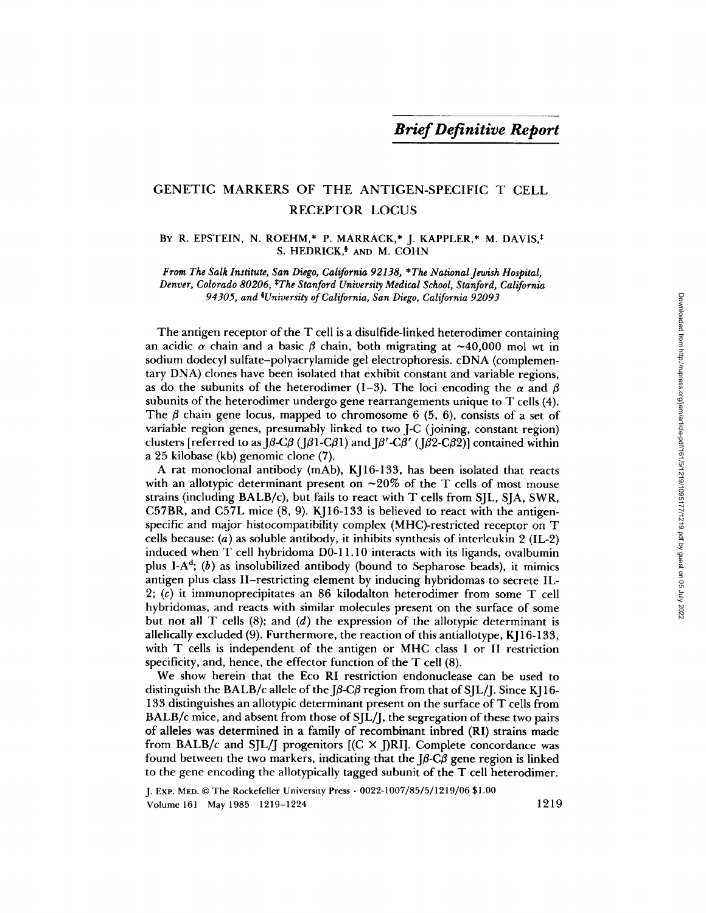*Brief Definitive Report*

# GENETIC MARKERS OF THE ANTIGEN-SPECIFIC T CELL RECEPTOR LOCUS

By R. EPSTEIN, N. ROEHM,* P. MARRACK,* J. KAPPLER,* M. DAVIS,[‡] S. HEDRICK,[§] AND M. COHN

*From The Salk Institute, San Diego, California 92138, \*The National Jewish Hospital, Denver, Colorado 80206, ‡The Stanford University Medical School, Stanford, California 94305, and §University of California, San Diego, California 92093*

The antigen receptor of the T cell is a disulfide-linked heterodimer containing an acidic $\alpha$ chain and a basic $\beta$ chain, both migrating at ~40,000 mol wt in sodium dodecyl sulfate-polyacrylamide gel electrophoresis. cDNA (complementary DNA) clones have been isolated that exhibit constant and variable regions, as do the subunits of the heterodimer (1-3). The loci encoding the $\alpha$ and $\beta$ subunits of the heterodimer undergo gene rearrangements unique to T cells (4). The $\beta$ chain gene locus, mapped to chromosome 6 (5, 6), consists of a set of variable region genes, presumably linked to two J-C (joining, constant region) clusters [referred to as J$\beta$-C$\beta$ (J$\beta$1-C$\beta$1) and J$\beta'$-C$\beta'$ (J$\beta$2-C$\beta$2)] contained within a 25 kilobase (kb) genomic clone (7).

A rat monoclonal antibody (mAb), KJ16-133, has been isolated that reacts with an allotypic determinant present on ~20% of the T cells of most mouse strains (including BALB/c), but fails to react with T cells from SJL, SJA, SWR, C57BR, and C57L mice (8, 9). KJ16-133 is believed to react with the antigen-specific and major histocompatibility complex (MHC)-restricted receptor on T cells because: (*a*) as soluble antibody, it inhibits synthesis of interleukin 2 (IL-2) induced when T cell hybridoma D0-11.10 interacts with its ligands, ovalbumin plus I-A$^d$; (*b*) as insolubilized antibody (bound to Sepharose beads), it mimics antigen plus class II-restricting element by inducing hybridomas to secrete IL-2; (*c*) it immunoprecipitates an 86 kilodalton heterodimer from some T cell hybridomas, and reacts with similar molecules present on the surface of some but not all T cells (8); and (*d*) the expression of the allotypic determinant is allelically excluded (9). Furthermore, the reaction of this antiallotype, KJ16-133, with T cells is independent of the antigen or MHC class I or II restriction specificity, and, hence, the effector function of the T cell (8).

We show herein that the Eco RI restriction endonuclease can be used to distinguish the BALB/c allele of the J$\beta$-C$\beta$ region from that of SJL/J. Since KJ16-133 distinguishes an allotypic determinant present on the surface of T cells from BALB/c mice, and absent from those of SJL/J, the segregation of these two pairs of alleles was determined in a family of recombinant inbred (RI) strains made from BALB/c and SJL/J progenitors [(C × J)RI]. Complete concordance was found between the two markers, indicating that the J$\beta$-C$\beta$ gene region is linked to the gene encoding the allotypically tagged subunit of the T cell heterodimer.

J. Exp. Med. © The Rockefeller University Press · 0022-1007/85/5/1219/06 $1.00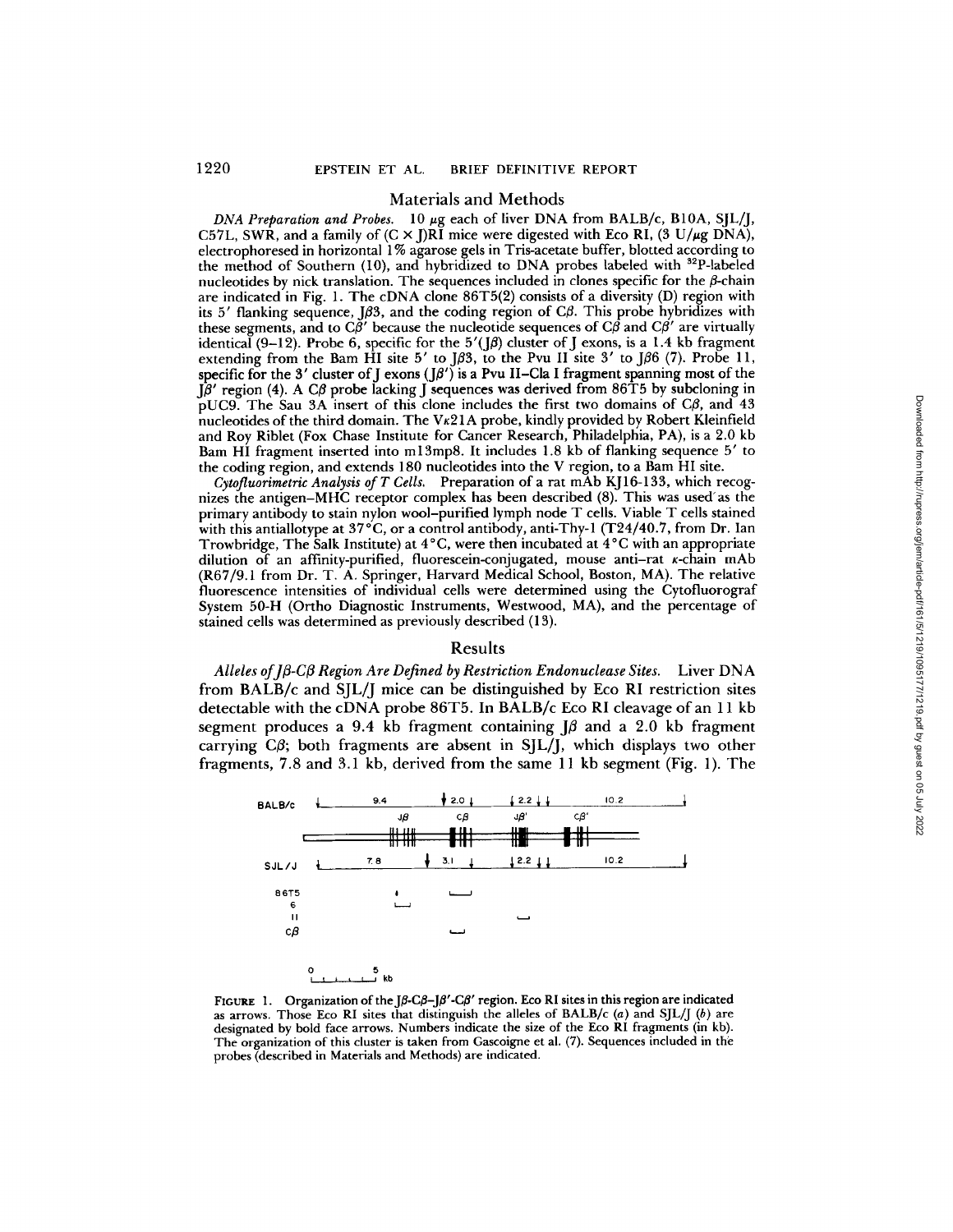## Materials and Methods

*DNA Preparation and Probes.* 10 μg each of liver DNA from BALB/c, B10A, SJL/J, C57L, SWR, and a family of (C × J)RI mice were digested with Eco RI, (3 U/μg DNA), electrophoresed in horizontal 1% agarose gels in Tris-acetate buffer, blotted according to the method of Southern (10), and hybridized to DNA probes labeled with $^{32}$P-labeled nucleotides by nick translation. The sequences included in clones specific for the β-chain are indicated in Fig. 1. The cDNA clone 86T5(2) consists of a diversity (D) region with its 5' flanking sequence, Jβ3, and the coding region of Cβ. This probe hybridizes with these segments, and to Cβ' because the nucleotide sequences of Cβ and Cβ' are virtually identical (9–12). Probe 6, specific for the 5'(Jβ) cluster of J exons, is a 1.4 kb fragment extending from the Bam HI site 5' to Jβ3, to the Pvu II site 3' to Jβ6 (7). Probe 11, specific for the 3' cluster of J exons (Jβ') is a Pvu II–Cla I fragment spanning most of the Jβ' region (4). A Cβ probe lacking J sequences was derived from 86T5 by subcloning in pUC9. The Sau 3A insert of this clone includes the first two domains of Cβ, and 43 nucleotides of the third domain. The Vκ21A probe, kindly provided by Robert Kleinfield and Roy Riblet (Fox Chase Institute for Cancer Research, Philadelphia, PA), is a 2.0 kb Bam HI fragment inserted into m13mp8. It includes 1.8 kb of flanking sequence 5' to the coding region, and extends 180 nucleotides into the V region, to a Bam HI site.

*Cytofluorimetric Analysis of T Cells.* Preparation of a rat mAb KJ16-133, which recognizes the antigen–MHC receptor complex has been described (8). This was used as the primary antibody to stain nylon wool–purified lymph node T cells. Viable T cells stained with this antiallotype at 37°C, or a control antibody, anti-Thy-1 (T24/40.7, from Dr. Ian Trowbridge, The Salk Institute) at 4°C, were then incubated at 4°C with an appropriate dilution of an affinity-purified, fluorescein-conjugated, mouse anti–rat κ-chain mAb (R67/9.1 from Dr. T. A. Springer, Harvard Medical School, Boston, MA). The relative fluorescence intensities of individual cells were determined using the Cytofluorograf System 50-H (Ortho Diagnostic Instruments, Westwood, MA), and the percentage of stained cells was determined as previously described (13).

## Results

*Alleles of Jβ-Cβ Region Are Defined by Restriction Endonuclease Sites.* Liver DNA from BALB/c and SJL/J mice can be distinguished by Eco RI restriction sites detectable with the cDNA probe 86T5. In BALB/c Eco RI cleavage of an 11 kb segment produces a 9.4 kb fragment containing Jβ and a 2.0 kb fragment carrying Cβ; both fragments are absent in SJL/J, which displays two other fragments, 7.8 and 3.1 kb, derived from the same 11 kb segment (Fig. 1). The

FIGURE 1. Organization of the Jβ-Cβ–Jβ'-Cβ' region. Eco RI sites in this region are indicated as arrows. Those Eco RI sites that distinguish the alleles of BALB/c (*a*) and SJL/J (*b*) are designated by bold face arrows. Numbers indicate the size of the Eco RI fragments (in kb). The organization of this cluster is taken from Gascoigne et al. (7). Sequences included in the probes (described in Materials and Methods) are indicated.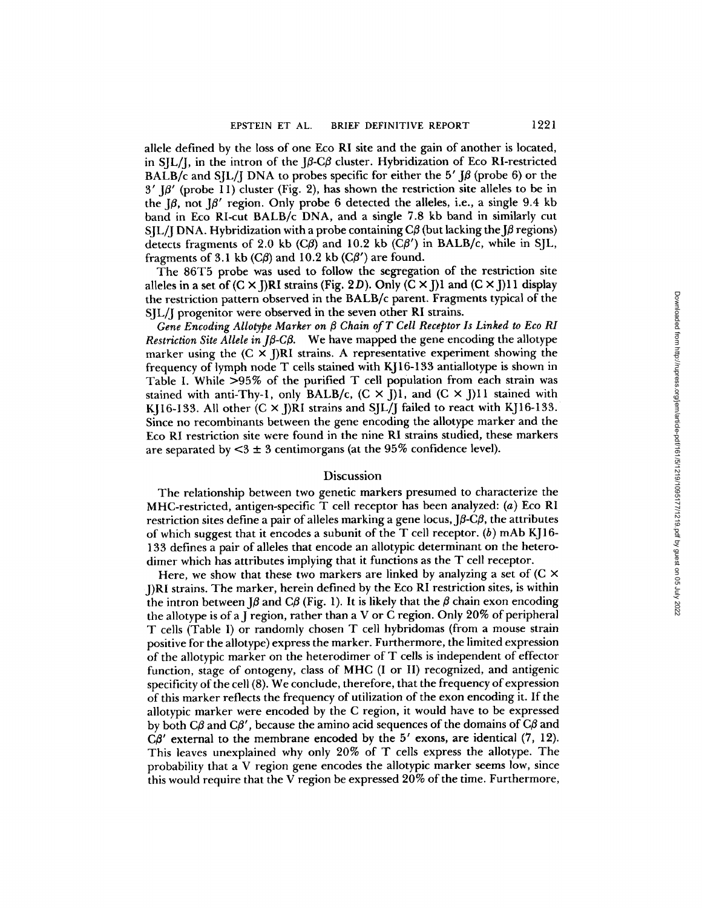allele defined by the loss of one Eco RI site and the gain of another is located, in SJL/J, in the intron of the Jβ-Cβ cluster. Hybridization of Eco RI-restricted BALB/c and SJL/J DNA to probes specific for either the 5′ Jβ (probe 6) or the 3′ Jβ′ (probe 11) cluster (Fig. 2), has shown the restriction site alleles to be in the Jβ, not Jβ′ region. Only probe 6 detected the alleles, i.e., a single 9.4 kb band in Eco RI-cut BALB/c DNA, and a single 7.8 kb band in similarly cut SJL/J DNA. Hybridization with a probe containing Cβ (but lacking the Jβ regions) detects fragments of 2.0 kb (Cβ) and 10.2 kb (Cβ′) in BALB/c, while in SJL, fragments of 3.1 kb (Cβ) and 10.2 kb (Cβ′) are found.

The 86T5 probe was used to follow the segregation of the restriction site alleles in a set of (C × J)RI strains (Fig. 2*D*). Only (C × J)1 and (C × J)11 display the restriction pattern observed in the BALB/c parent. Fragments typical of the SJL/J progenitor were observed in the seven other RI strains.

*Gene Encoding Allotype Marker on β Chain of T Cell Receptor Is Linked to Eco RI Restriction Site Allele in Jβ-Cβ.* We have mapped the gene encoding the allotype marker using the (C × J)RI strains. A representative experiment showing the frequency of lymph node T cells stained with KJ16-133 antiallotype is shown in Table I. While >95% of the purified T cell population from each strain was stained with anti-Thy-1, only BALB/c, (C × J)1, and (C × J)11 stained with KJ16-133. All other (C × J)RI strains and SJL/J failed to react with KJ16-133. Since no recombinants between the gene encoding the allotype marker and the Eco RI restriction site were found in the nine RI strains studied, these markers are separated by <3 ± 3 centimorgans (at the 95% confidence level).

## Discussion

The relationship between two genetic markers presumed to characterize the MHC-restricted, antigen-specific T cell receptor has been analyzed: (*a*) Eco RI restriction sites define a pair of alleles marking a gene locus, Jβ-Cβ, the attributes of which suggest that it encodes a subunit of the T cell receptor. (*b*) mAb KJ16-133 defines a pair of alleles that encode an allotypic determinant on the heterodimer which has attributes implying that it functions as the T cell receptor.

Here, we show that these two markers are linked by analyzing a set of (C × J)RI strains. The marker, herein defined by the Eco RI restriction sites, is within the intron between Jβ and Cβ (Fig. 1). It is likely that the β chain exon encoding the allotype is of a J region, rather than a V or C region. Only 20% of peripheral T cells (Table I) or randomly chosen T cell hybridomas (from a mouse strain positive for the allotype) express the marker. Furthermore, the limited expression of the allotypic marker on the heterodimer of T cells is independent of effector function, stage of ontogeny, class of MHC (I or II) recognized, and antigenic specificity of the cell (8). We conclude, therefore, that the frequency of expression of this marker reflects the frequency of utilization of the exon encoding it. If the allotypic marker were encoded by the C region, it would have to be expressed by both Cβ and Cβ′, because the amino acid sequences of the domains of Cβ and Cβ′ external to the membrane encoded by the 5′ exons, are identical (7, 12). This leaves unexplained why only 20% of T cells express the allotype. The probability that a V region gene encodes the allotypic marker seems low, since this would require that the V region be expressed 20% of the time. Furthermore,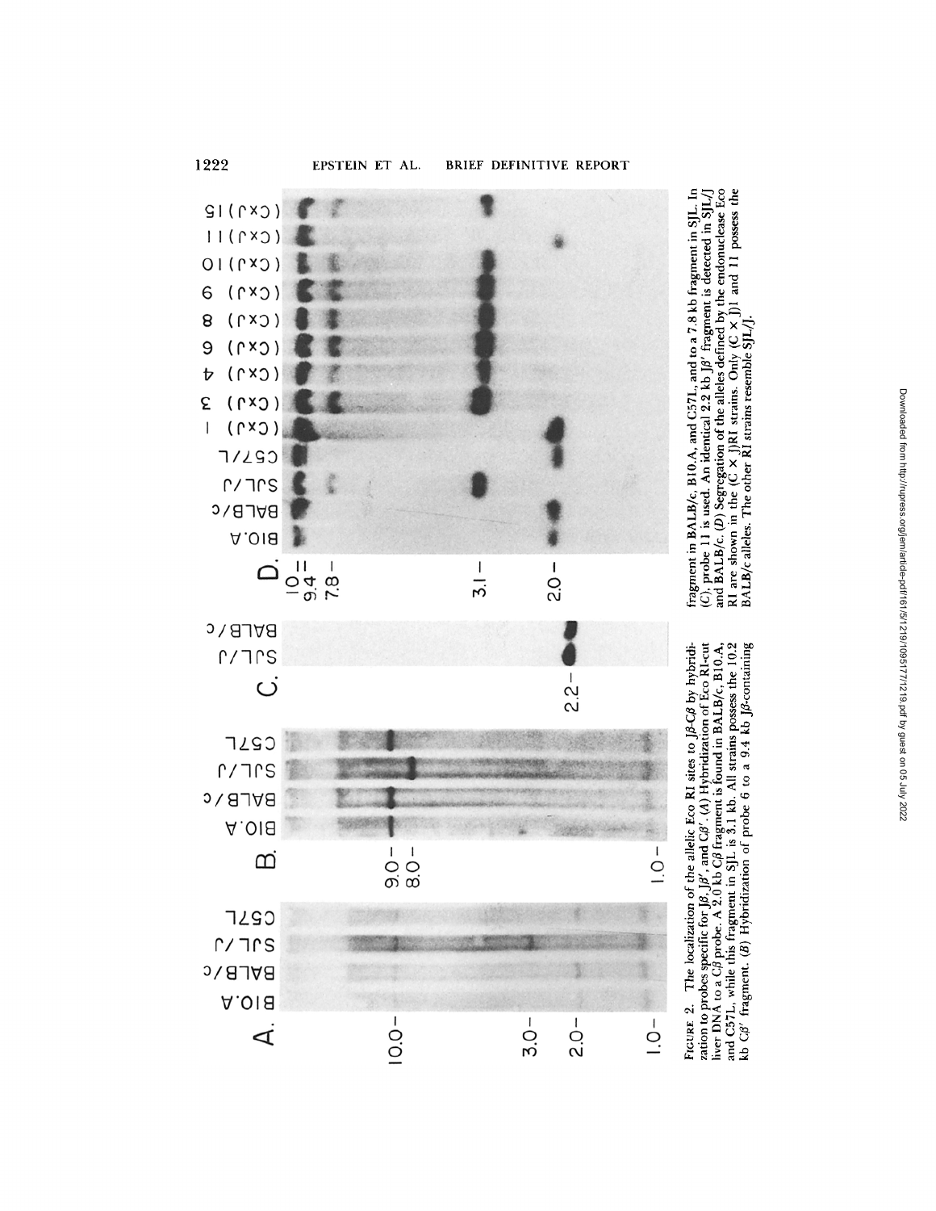FIGURE 2. The localization of the allelic Eco RI sites to Jβ-Cβ by hybridization to probes specific for Jβ, Jβ', and Cβ'. (A) Hybridization of Eco RI-cut liver DNA to a Cβ probe. A 2.0 kb Cβ fragment is found in BALB/c, B10.A, and C57L, while this fragment in SJL is 3.1 kb. All strains possess the 10.2 kb Cβ' fragment. (B) Hybridization of probe 6 to a 9.4 kb Jβ-containing fragment in BALB/c, B10.A, and C57L, and to a 7.8 kb fragment in SJL. In (C), probe 11 is used. An identical 2.2 kb Jβ' fragment is detected in SJL/J and BALB/c. (D) Segregation of the alleles defined by the endonuclease Eco RI are shown in the (C × J)RI strains. Only (C × J)1 and 11 possess the BALB/c alleles. The other RI strains resemble SJL/J.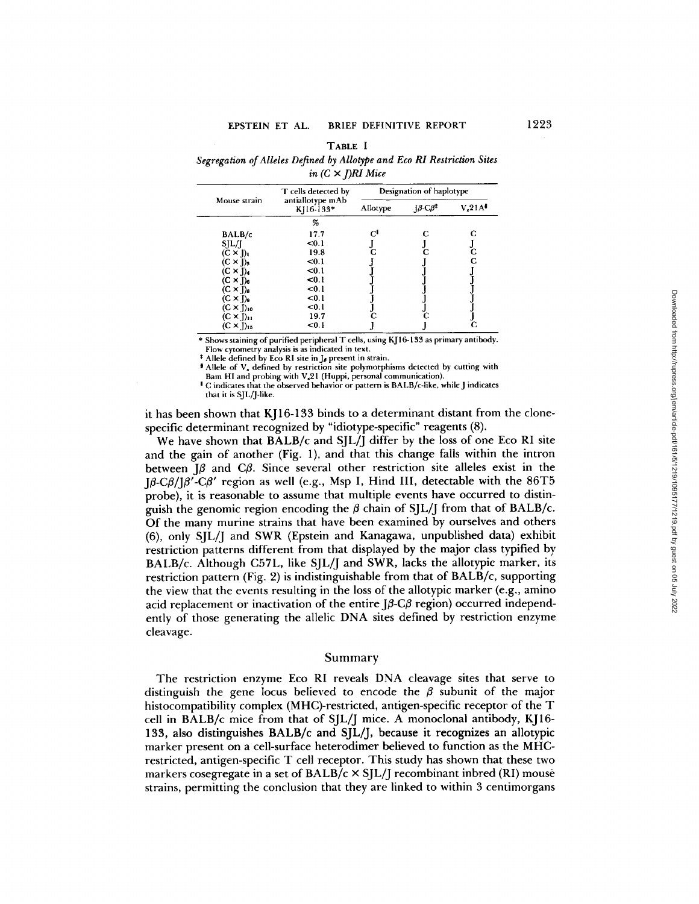TABLE I

*Segregation of Alleles Defined by Allotype and Eco RI Restriction Sites in (C × J)RI Mice*

| Mouse strain | T cells detected by antiallotype mAb KJ16-133* | Designation of haplotype | | |
|---|---|---|---|---|
| | | Allotype | $J\beta$-$C\beta$‡ | $V_\kappa$21A§ |
| | % | | | |
| BALB/c | 17.7 | C‖ | C | C |
| SJL/J | <0.1 | J | J | J |
| $(C \times J)_1$ | 19.8 | C | C | C |
| $(C \times J)_3$ | <0.1 | J | J | C |
| $(C \times J)_4$ | <0.1 | J | J | J |
| $(C \times J)_6$ | <0.1 | J | J | J |
| $(C \times J)_8$ | <0.1 | J | J | J |
| $(C \times J)_9$ | <0.1 | J | J | J |
| $(C \times J)_{10}$ | <0.1 | J | J | J |
| $(C \times J)_{11}$ | 19.7 | C | C | J |
| $(C \times J)_{15}$ | <0.1 | J | J | C |

\* Shows staining of purified peripheral T cells, using KJ16-133 as primary antibody. Flow cytometry analysis is as indicated in text.

‡ Allele defined by Eco RI site in $J_\beta$ present in strain.

§ Allele of $V_\kappa$ defined by restriction site polymorphisms detected by cutting with Bam HI and probing with $V_\kappa$21 (Huppi, personal communication).

‖ C indicates that the observed behavior or pattern is BALB/c-like, while J indicates that it is SJL/J-like.

it has been shown that KJ16-133 binds to a determinant distant from the clone-specific determinant recognized by "idiotype-specific" reagents (8).

We have shown that BALB/c and SJL/J differ by the loss of one Eco RI site and the gain of another (Fig. 1), and that this change falls within the intron between $J\beta$ and $C\beta$. Since several other restriction site alleles exist in the $J\beta$-$C\beta$/$J\beta'$-$C\beta'$ region as well (e.g., Msp I, Hind III, detectable with the 86T5 probe), it is reasonable to assume that multiple events have occurred to distinguish the genomic region encoding the $\beta$ chain of SJL/J from that of BALB/c. Of the many murine strains that have been examined by ourselves and others (6), only SJL/J and SWR (Epstein and Kanagawa, unpublished data) exhibit restriction patterns different from that displayed by the major class typified by BALB/c. Although C57L, like SJL/J and SWR, lacks the allotypic marker, its restriction pattern (Fig. 2) is indistinguishable from that of BALB/c, supporting the view that the events resulting in the loss of the allotypic marker (e.g., amino acid replacement or inactivation of the entire $J\beta$-$C\beta$ region) occurred independently of those generating the allelic DNA sites defined by restriction enzyme cleavage.

## Summary

The restriction enzyme Eco RI reveals DNA cleavage sites that serve to distinguish the gene locus believed to encode the $\beta$ subunit of the major histocompatibility complex (MHC)-restricted, antigen-specific receptor of the T cell in BALB/c mice from that of SJL/J mice. A monoclonal antibody, KJ16-133, also distinguishes BALB/c and SJL/J, because it recognizes an allotypic marker present on a cell-surface heterodimer believed to function as the MHC-restricted, antigen-specific T cell receptor. This study has shown that these two markers cosegregate in a set of BALB/c × SJL/J recombinant inbred (RI) mouse strains, permitting the conclusion that they are linked to within 3 centimorgans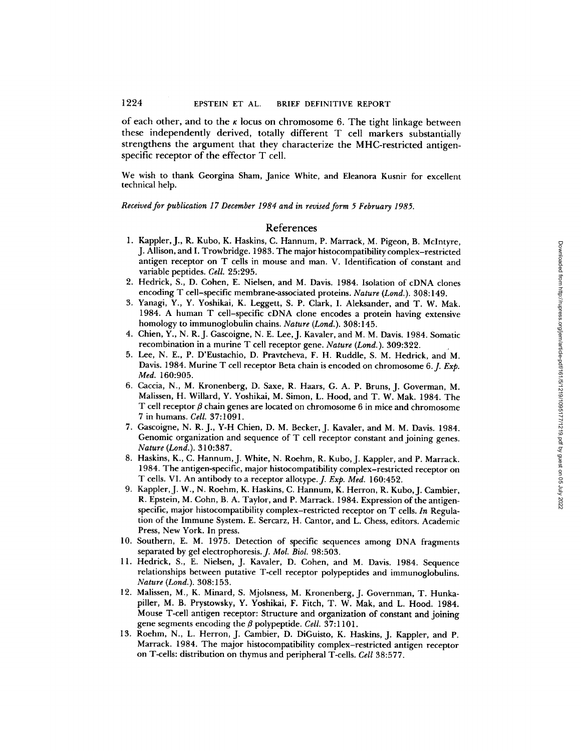of each other, and to the $\kappa$ locus on chromosome 6. The tight linkage between these independently derived, totally different T cell markers substantially strengthens the argument that they characterize the MHC-restricted antigen-specific receptor of the effector T cell.

We wish to thank Georgina Sham, Janice White, and Eleanora Kusnir for excellent technical help.

*Received for publication 17 December 1984 and in revised form 5 February 1985.*

## References

1. Kappler, J., R. Kubo, K. Haskins, C. Hannum, P. Marrack, M. Pigeon, B. McIntyre, J. Allison, and I. Trowbridge. 1983. The major histocompatibility complex–restricted antigen receptor on T cells in mouse and man. V. Identification of constant and variable peptides. *Cell.* 25:295.
2. Hedrick, S., D. Cohen, E. Nielsen, and M. Davis. 1984. Isolation of cDNA clones encoding T cell-specific membrane-associated proteins. *Nature (Lond.).* 308:149.
3. Yanagi, Y., Y. Yoshikai, K. Leggett, S. P. Clark, I. Aleksander, and T. W. Mak. 1984. A human T cell-specific cDNA clone encodes a protein having extensive homology to immunoglobulin chains. *Nature (Lond.).* 308:145.
4. Chien, Y., N. R. J. Gascoigne, N. E. Lee, J. Kavaler, and M. M. Davis. 1984. Somatic recombination in a murine T cell receptor gene. *Nature (Lond.).* 309:322.
5. Lee, N. E., P. D'Eustachio, D. Pravtcheva, F. H. Ruddle, S. M. Hedrick, and M. Davis. 1984. Murine T cell receptor Beta chain is encoded on chromosome 6. *J. Exp. Med.* 160:905.
6. Caccia, N., M. Kronenberg, D. Saxe, R. Haars, G. A. P. Bruns, J. Goverman, M. Malissen, H. Willard, Y. Yoshikai, M. Simon, L. Hood, and T. W. Mak. 1984. The T cell receptor $\beta$ chain genes are located on chromosome 6 in mice and chromosome 7 in humans. *Cell.* 37:1091.
7. Gascoigne, N. R. J., Y-H Chien, D. M. Becker, J. Kavaler, and M. M. Davis. 1984. Genomic organization and sequence of T cell receptor constant and joining genes. *Nature (Lond.).* 310:387.
8. Haskins, K., C. Hannum, J. White, N. Roehm, R. Kubo, J. Kappler, and P. Marrack. 1984. The antigen-specific, major histocompatibility complex–restricted receptor on T cells. VI. An antibody to a receptor allotype. *J. Exp. Med.* 160:452.
9. Kappler, J. W., N. Roehm, K. Haskins, C. Hannum, K. Herron, R. Kubo, J. Cambier, R. Epstein, M. Cohn, B. A. Taylor, and P. Marrack. 1984. Expression of the antigen-specific, major histocompatibility complex–restricted receptor on T cells. *In* Regulation of the Immune System. E. Sercarz, H. Cantor, and L. Chess, editors. Academic Press, New York. In press.
10. Southern, E. M. 1975. Detection of specific sequences among DNA fragments separated by gel electrophoresis. *J. Mol. Biol.* 98:503.
11. Hedrick, S., E. Nielsen, J. Kavaler, D. Cohen, and M. Davis. 1984. Sequence relationships between putative T-cell receptor polypeptides and immunoglobulins. *Nature (Lond.).* 308:153.
12. Malissen, M., K. Minard, S. Mjolsness, M. Kronenberg, J. Governman, T. Hunkapiller, M. B. Prystowsky, Y. Yoshikai, F. Fitch, T. W. Mak, and L. Hood. 1984. Mouse T-cell antigen receptor: Structure and organization of constant and joining gene segments encoding the $\beta$ polypeptide. *Cell.* 37:1101.
13. Roehm, N., L. Herron, J. Cambier, D. DiGuisto, K. Haskins, J. Kappler, and P. Marrack. 1984. The major histocompatibility complex–restricted antigen receptor on T-cells: distribution on thymus and peripheral T-cells. *Cell* 38:577.